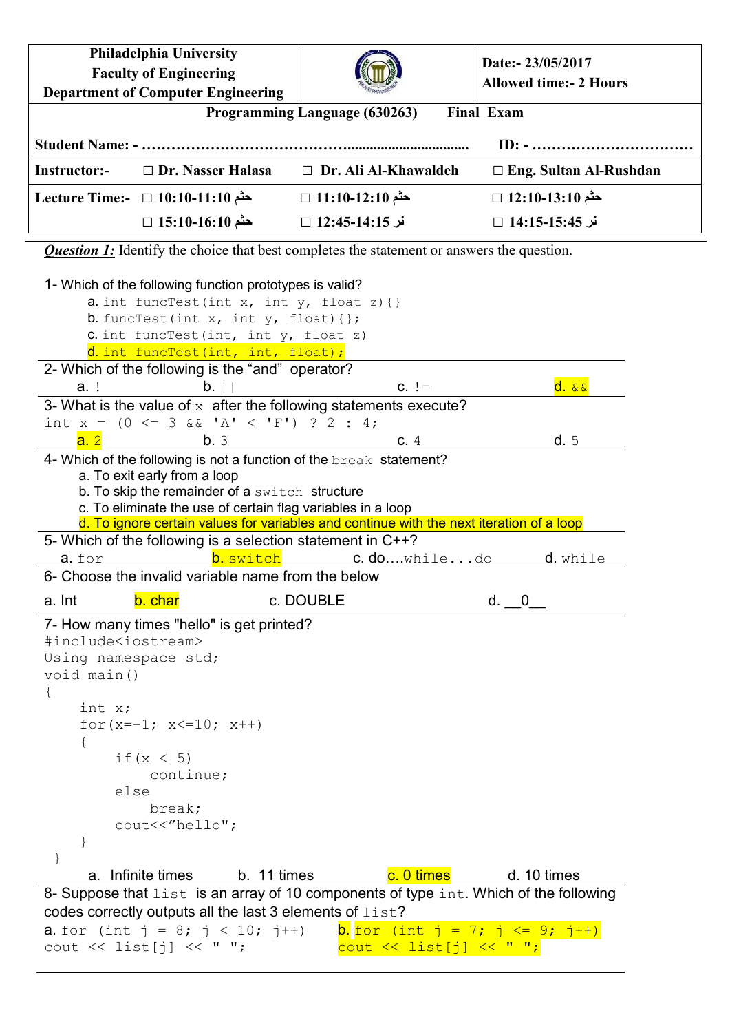| Philadelphia University<br>Faculty of Engineering<br>Department of Computer Engineering | | Date:- 23/05/2017<br>Allowed time:- 2 Hours |
|---|---|---|

**Programming Language (630263) Final Exam**

**Student Name: - …………………………………………………………… ID: - ……………………………**

| **Instructor:-** | ☐ **Dr. Nasser Halasa** | ☐ **Dr. Ali Al-Khawaldeh** | ☐ **Eng. Sultan Al-Rushdan** |
|---|---|---|---|
| **Lecture Time:-** | ☐ **10:10-11:10 حثم** | ☐ **11:10-12:10 حثم** | ☐ **12:10-13:10 حثم** |
| | ☐ **15:10-16:10 حثم** | ☐ **12:45-14:15 نر** | ☐ **14:15-15:45 نر** |

***Question 1:*** Identify the choice that best completes the statement or answers the question.

1- Which of the following function prototypes is valid?

a. `int funcTest(int x, int y, float z){}`
b. `funcTest(int x, int y, float){};`
c. `int funcTest(int, int y, float z)`
d. `int funcTest(int, int, float);`

2- Which of the following is the "and" operator?

a. `!` b. `||` c. `!=` d. `&&`

3- What is the value of `x` after the following statements execute?

```
int x = (0 <= 3 && 'A' < 'F') ? 2 : 4;
```

a. 2 b. 3 c. 4 d. 5

4- Which of the following is not a function of the `break` statement?

a. To exit early from a loop
b. To skip the remainder of a `switch` structure
c. To eliminate the use of certain flag variables in a loop
d. To ignore certain values for variables and continue with the next iteration of a loop

5- Which of the following is a selection statement in C++?

a. `for` b. `switch` c. `do….while…do` d. `while`

6- Choose the invalid variable name from the below

a. Int b. char c. DOUBLE d. __0__

7- How many times "hello" is get printed?

```
#include<iostream>
Using namespace std;
void main()
{
    int x;
    for(x=-1; x<=10; x++)
    {
        if(x < 5)
            continue;
        else
            break;
        cout<<"hello";
    }
}
```

a. Infinite times b. 11 times c. 0 times d. 10 times

8- Suppose that `list` is an array of 10 components of type `int`. Which of the following codes correctly outputs all the last 3 elements of `list`?

a.
```
for (int j = 8; j < 10; j++)
cout << list[j] << " ";
```

b.
```
for (int j = 7; j <= 9; j++)
cout << list[j] << " ";
```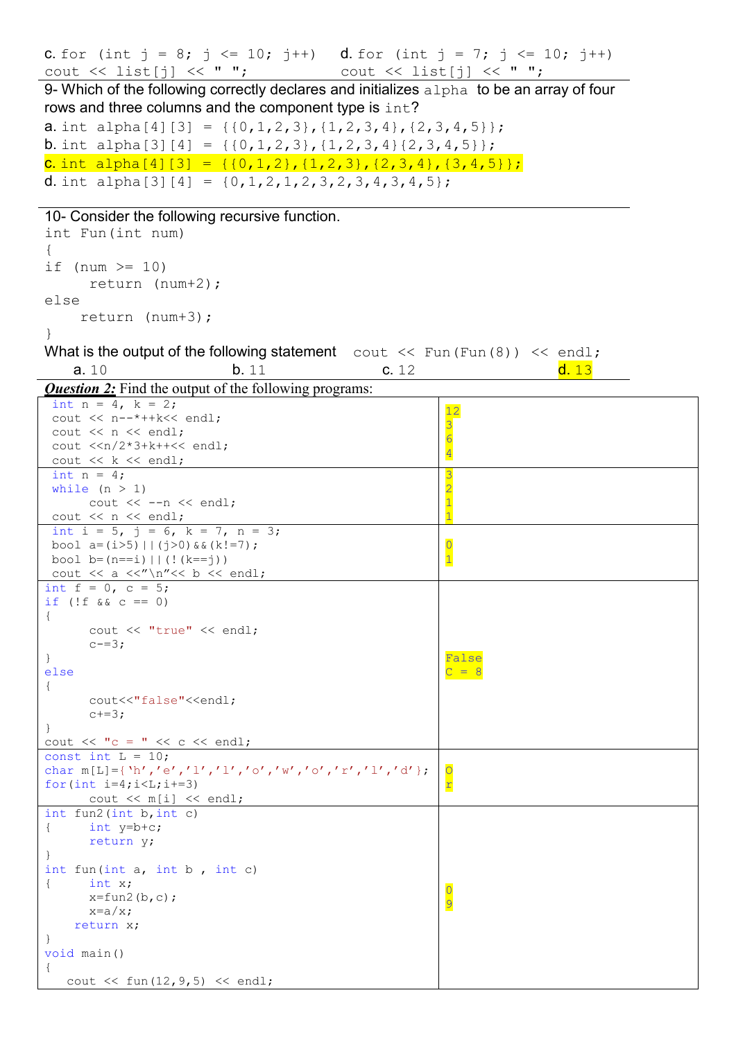c. `for (int j = 8; j <= 10; j++)`
`cout << list[j] << " ";`

d. `for (int j = 7; j <= 10; j++)`
`cout << list[j] << " ";`

---

9- Which of the following correctly declares and initializes `alpha` to be an array of four rows and three columns and the component type is `int`?

a. `int alpha[4][3] = {{0,1,2,3},{1,2,3,4},{2,3,4,5}};`
b. `int alpha[3][4] = {{0,1,2,3},{1,2,3,4}{2,3,4,5}};`
c. `int alpha[4][3] = {{0,1,2},{1,2,3},{2,3,4},{3,4,5}};`
d. `int alpha[3][4] = {0,1,2,1,2,3,2,3,4,3,4,5};`

---

10- Consider the following recursive function.

```
int Fun(int num)
{
if (num >= 10)
     return (num+2);
else
    return (num+3);
}
```

What is the output of the following statement `cout << Fun(Fun(8)) << endl;`

a. 10    b. 11    c. 12    d. 13

---

***Question 2:*** Find the output of the following programs:

| Program | Output |
|---|---|
| <code>int n = 4, k = 2;<br>cout << n--*++k<< endl;<br>cout << n << endl;<br>cout <<n/2*3+k++<< endl;<br>cout << k << endl;</code> | 12<br>3<br>6<br>4 |
| <code>int n = 4;<br>while (n > 1)<br>&nbsp;&nbsp;&nbsp;&nbsp;cout << --n << endl;<br>cout << n << endl;</code> | 3<br>2<br>1<br>1 |
| <code>int i = 5, j = 6, k = 7, n = 3;<br>bool a=(i>5)\|\|(j>0)&&(k!=7);<br>bool b=(n==i)\|\|(!(k==j))<br>cout << a <<"\n"<< b << endl;</code> | 0<br>1 |
| <code>int f = 0, c = 5;<br>if (!f && c == 0)<br>{<br>&nbsp;&nbsp;&nbsp;&nbsp;cout << "true" << endl;<br>&nbsp;&nbsp;&nbsp;&nbsp;c-=3;<br>}<br>else<br>{<br>&nbsp;&nbsp;&nbsp;&nbsp;cout<<"false"<<endl;<br>&nbsp;&nbsp;&nbsp;&nbsp;c+=3;<br>}<br>cout << "c = " << c << endl;</code> | False<br>C = 8 |
| <code>const int L = 10;<br>char m[L]={'h','e','l','l','o','w','o','r','l','d'};<br>for(int i=4;i<L;i+=3)<br>&nbsp;&nbsp;&nbsp;&nbsp;cout << m[i] << endl;</code> | O<br>r |
| <code>int fun2(int b,int c)<br>{&nbsp;&nbsp;&nbsp;&nbsp;int y=b+c;<br>&nbsp;&nbsp;&nbsp;&nbsp;return y;<br>}<br>int fun(int a, int b , int c)<br>{&nbsp;&nbsp;&nbsp;&nbsp;int x;<br>&nbsp;&nbsp;&nbsp;&nbsp;x=fun2(b,c);<br>&nbsp;&nbsp;&nbsp;&nbsp;x=a/x;<br>&nbsp;&nbsp;&nbsp;return x;<br>}<br>void main()<br>{<br>&nbsp;&nbsp;&nbsp;cout << fun(12,9,5) << endl;</code> | 0<br>9 |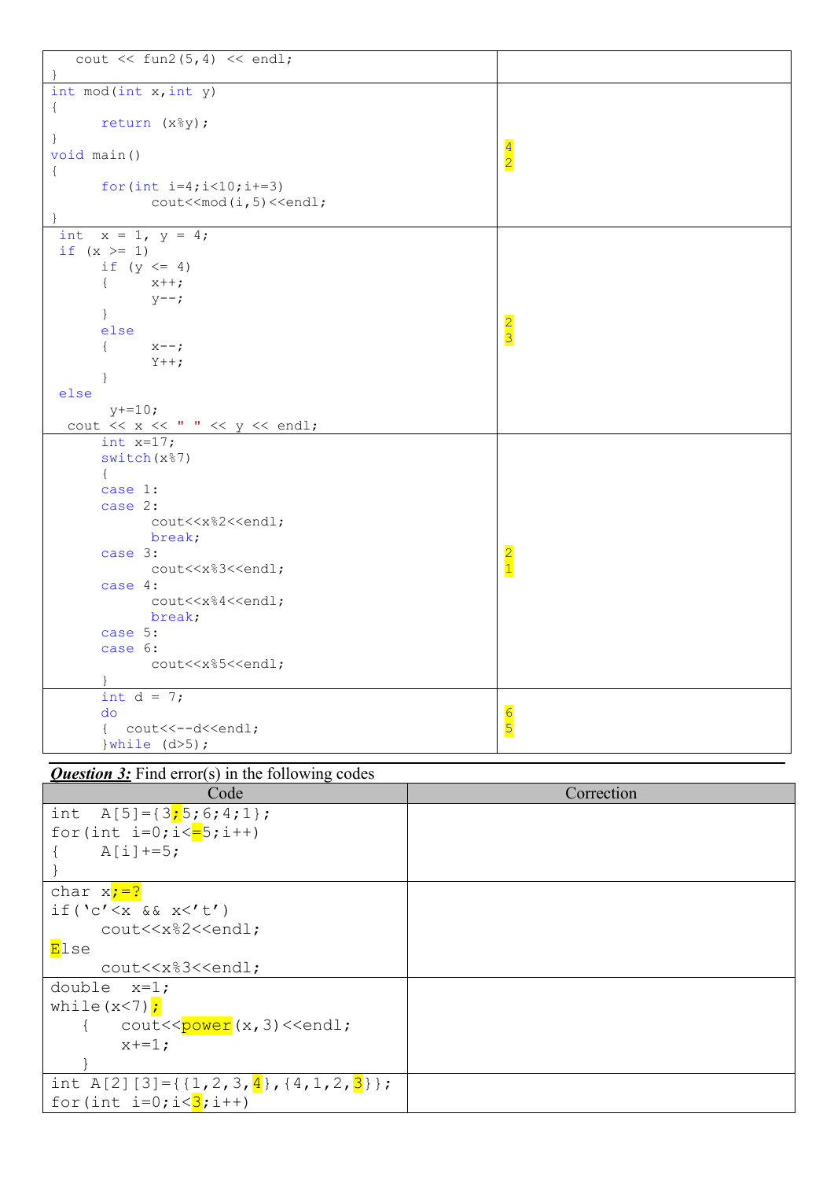| Code | Output |
|---|---|
| `cout << fun2(5,4) << endl;`<br>`}` | |
| `int mod(int x,int y)`<br>`{`<br>`return (x%y);`<br>`}`<br>`void main()`<br>`{`<br>`for(int i=4;i<10;i+=3)`<br>`cout<<mod(i,5)<<endl;`<br>`}` | 4<br>2 |
| `int x = 1, y = 4;`<br>`if (x >= 1)`<br>`if (y <= 4)`<br>`{ x++;`<br>`y--;`<br>`}`<br>`else`<br>`{ x--;`<br>`Y++;`<br>`}`<br>`else`<br>`y+=10;`<br>`cout << x << " " << y << endl;` | 2<br>3 |
| `int x=17;`<br>`switch(x%7)`<br>`{`<br>`case 1:`<br>`case 2:`<br>`cout<<x%2<<endl;`<br>`break;`<br>`case 3:`<br>`cout<<x%3<<endl;`<br>`case 4:`<br>`cout<<x%4<<endl;`<br>`break;`<br>`case 5:`<br>`case 6:`<br>`cout<<x%5<<endl;`<br>`}` | 2<br>1 |
| `int d = 7;`<br>`do`<br>`{ cout<<--d<<endl;`<br>`}while (d>5);` | 6<br>5 |

***Question 3:*** Find error(s) in the following codes

| Code | Correction |
|---|---|
| `int A[5]={3;5;6;4;1};`<br>`for(int i=0;i<=5;i++)`<br>`{ A[i]+=5;`<br>`}` | |
| `char x;=?`<br>`if('c'<x && x<'t')`<br>`cout<<x%2<<endl;`<br>`Else`<br>`cout<<x%3<<endl;` | |
| `double x=1;`<br>`while(x<7);`<br>`{ cout<<power(x,3)<<endl;`<br>`x+=1;`<br>`}` | |
| `int A[2][3]={{1,2,3,4},{4,1,2,3}};`<br>`for(int i=0;i<3;i++)` | |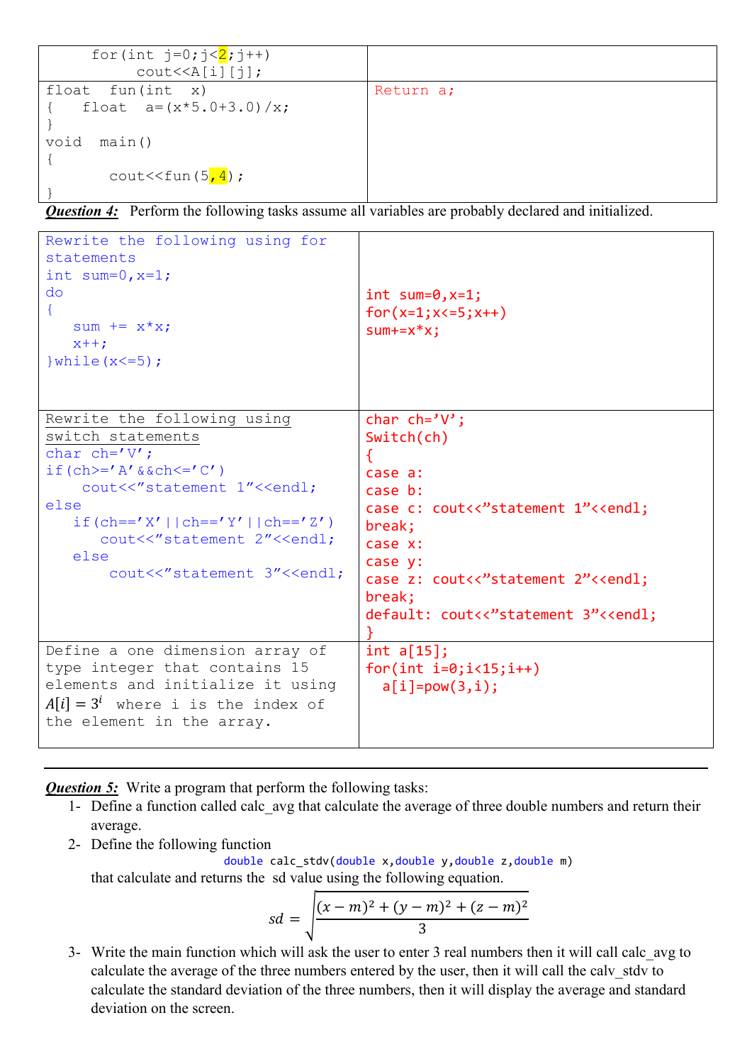| | |
|---|---|
| `for(int j=0;j<2;j++)`<br>`cout<<A[i][j];` | |
| `float fun(int x)`<br>`{ float a=(x*5.0+3.0)/x;`<br>`}`<br>`void main()`<br>`{`<br>`cout<<fun(5,4);`<br>`}` | `Return a;` |

***Question 4:*** Perform the following tasks assume all variables are probably declared and initialized.

| | |
|---|---|
| Rewrite the following using for statements<br>`int sum=0,x=1;`<br>`do`<br>`{`<br>`sum += x*x;`<br>`x++;`<br>`}while(x<=5);` | `int sum=0,x=1;`<br>`for(x=1;x<=5;x++)`<br>`sum+=x*x;` |
| Rewrite the following using switch statements<br>`char ch='V';`<br>`if(ch>='A'&&ch<='C')`<br>`cout<<"statement 1"<<endl;`<br>`else`<br>`if(ch=='X'\|\|ch=='Y'\|\|ch=='Z')`<br>`cout<<"statement 2"<<endl;`<br>`else`<br>`cout<<"statement 3"<<endl;` | `char ch='V';`<br>`Switch(ch)`<br>`{`<br>`case a:`<br>`case b:`<br>`case c: cout<<"statement 1"<<endl;`<br>`break;`<br>`case x:`<br>`case y:`<br>`case z: cout<<"statement 2"<<endl;`<br>`break;`<br>`default: cout<<"statement 3"<<endl;`<br>`}` |
| Define a one dimension array of type integer that contains 15 elements and initialize it using $A[i] = 3^i$ where i is the index of the element in the array. | `int a[15];`<br>`for(int i=0;i<15;i++)`<br>`a[i]=pow(3,i);` |

---

***Question 5:*** Write a program that perform the following tasks:

1- Define a function called calc_avg that calculate the average of three double numbers and return their average.

2- Define the following function

```
double calc_stdv(double x,double y,double z,double m)
```

that calculate and returns the sd value using the following equation.

$$sd = \sqrt{\frac{(x-m)^2 + (y-m)^2 + (z-m)^2}{3}}$$

3- Write the main function which will ask the user to enter 3 real numbers then it will call calc_avg to calculate the average of the three numbers entered by the user, then it will call the calv_stdv to calculate the standard deviation of the three numbers, then it will display the average and standard deviation on the screen.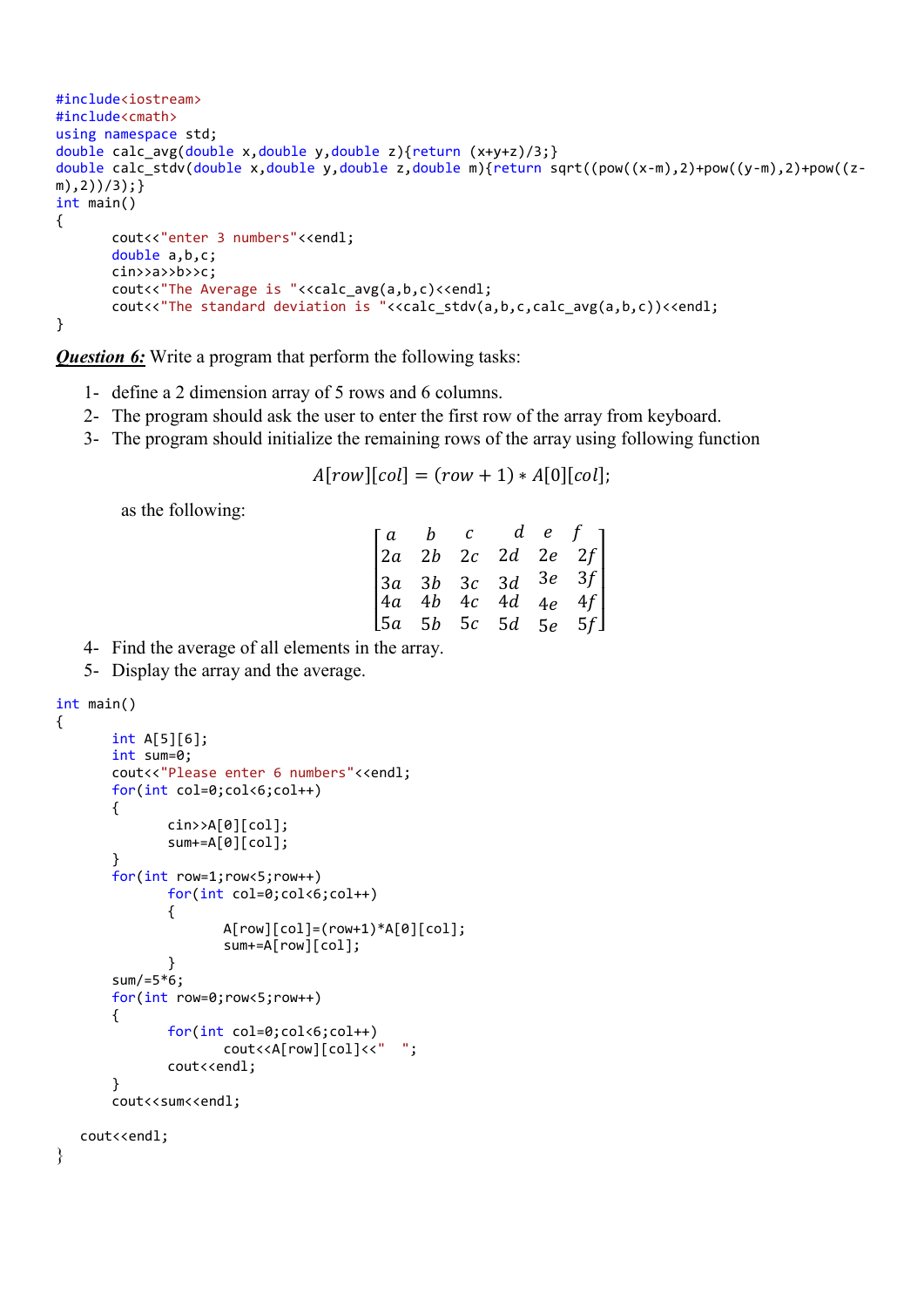```cpp
#include<iostream>
#include<cmath>
using namespace std;
double calc_avg(double x,double y,double z){return (x+y+z)/3;}
double calc_stdv(double x,double y,double z,double m){return sqrt((pow((x-m),2)+pow((y-m),2)+pow((z-m),2))/3);}
int main()
{
	cout<<"enter 3 numbers"<<endl;
	double a,b,c;
	cin>>a>>b>>c;
	cout<<"The Average is "<<calc_avg(a,b,c)<<endl;
	cout<<"The standard deviation is "<<calc_stdv(a,b,c,calc_avg(a,b,c))<<endl;
}
```

***Question 6:*** Write a program that perform the following tasks:

1- define a 2 dimension array of 5 rows and 6 columns.
2- The program should ask the user to enter the first row of the array from keyboard.
3- The program should initialize the remaining rows of the array using following function

$$A[row][col] = (row + 1) * A[0][col];$$

as the following:

$$\begin{bmatrix} a & b & c & d & e & f \\ 2a & 2b & 2c & 2d & 2e & 2f \\ 3a & 3b & 3c & 3d & 3e & 3f \\ 4a & 4b & 4c & 4d & 4e & 4f \\ 5a & 5b & 5c & 5d & 5e & 5f \end{bmatrix}$$

4- Find the average of all elements in the array.
5- Display the array and the average.

```cpp
int main()
{
	int A[5][6];
	int sum=0;
	cout<<"Please enter 6 numbers"<<endl;
	for(int col=0;col<6;col++)
	{
		cin>>A[0][col];
		sum+=A[0][col];
	}
	for(int row=1;row<5;row++)
		for(int col=0;col<6;col++)
		{
			A[row][col]=(row+1)*A[0][col];
			sum+=A[row][col];
		}
	sum/=5*6;
	for(int row=0;row<5;row++)
	{
		for(int col=0;col<6;col++)
			cout<<A[row][col]<<"  ";
		cout<<endl;
	}
	cout<<sum<<endl;

   cout<<endl;
}
```